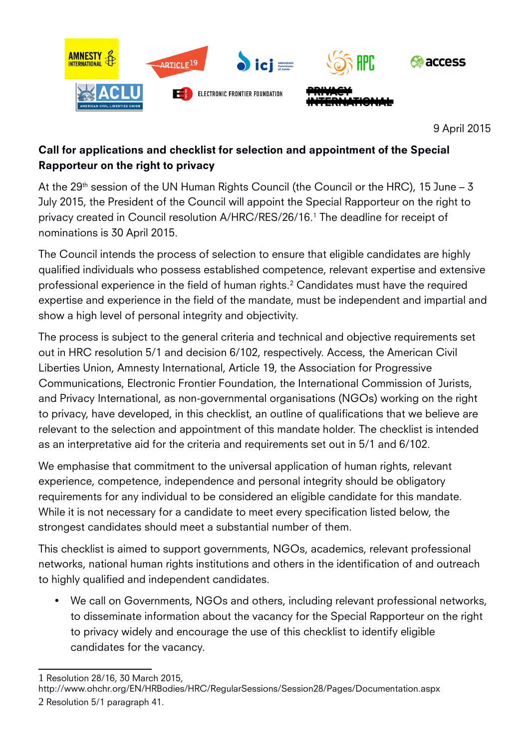9 April 2015

**Call for applications and checklist for selection and appointment of the Special Rapporteur on the right to privacy**

At the 29th session of the UN Human Rights Council (the Council or the HRC), 15 June – 3 July 2015, the President of the Council will appoint the Special Rapporteur on the right to privacy created in Council resolution A/HRC/RES/26/16.[1] The deadline for receipt of nominations is 30 April 2015.

The Council intends the process of selection to ensure that eligible candidates are highly qualified individuals who possess established competence, relevant expertise and extensive professional experience in the field of human rights.[2] Candidates must have the required expertise and experience in the field of the mandate, must be independent and impartial and show a high level of personal integrity and objectivity.

The process is subject to the general criteria and technical and objective requirements set out in HRC resolution 5/1 and decision 6/102, respectively. Access, the American Civil Liberties Union, Amnesty International, Article 19, the Association for Progressive Communications, Electronic Frontier Foundation, the International Commission of Jurists, and Privacy International, as non-governmental organisations (NGOs) working on the right to privacy, have developed, in this checklist, an outline of qualifications that we believe are relevant to the selection and appointment of this mandate holder. The checklist is intended as an interpretative aid for the criteria and requirements set out in 5/1 and 6/102.

We emphasise that commitment to the universal application of human rights, relevant experience, competence, independence and personal integrity should be obligatory requirements for any individual to be considered an eligible candidate for this mandate. While it is not necessary for a candidate to meet every specification listed below, the strongest candidates should meet a substantial number of them.

This checklist is aimed to support governments, NGOs, academics, relevant professional networks, national human rights institutions and others in the identification of and outreach to highly qualified and independent candidates.

- We call on Governments, NGOs and others, including relevant professional networks, to disseminate information about the vacancy for the Special Rapporteur on the right to privacy widely and encourage the use of this checklist to identify eligible candidates for the vacancy.

---

1 Resolution 28/16, 30 March 2015, http://www.ohchr.org/EN/HRBodies/HRC/RegularSessions/Session28/Pages/Documentation.aspx

2 Resolution 5/1 paragraph 41.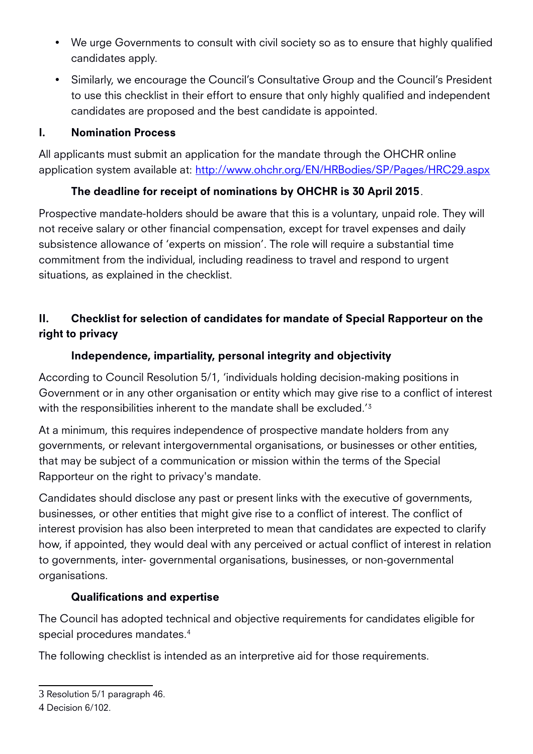- We urge Governments to consult with civil society so as to ensure that highly qualified candidates apply.
- Similarly, we encourage the Council's Consultative Group and the Council's President to use this checklist in their effort to ensure that only highly qualified and independent candidates are proposed and the best candidate is appointed.

## I. Nomination Process

All applicants must submit an application for the mandate through the OHCHR online application system available at: [http://www.ohchr.org/EN/HRBodies/SP/Pages/HRC29.aspx](http://www.ohchr.org/EN/HRBodies/SP/Pages/HRC29.aspx)

**The deadline for receipt of nominations by OHCHR is 30 April 2015**.

Prospective mandate-holders should be aware that this is a voluntary, unpaid role. They will not receive salary or other financial compensation, except for travel expenses and daily subsistence allowance of 'experts on mission'. The role will require a substantial time commitment from the individual, including readiness to travel and respond to urgent situations, as explained in the checklist.

## II. Checklist for selection of candidates for mandate of Special Rapporteur on the right to privacy

### Independence, impartiality, personal integrity and objectivity

According to Council Resolution 5/1, 'individuals holding decision-making positions in Government or in any other organisation or entity which may give rise to a conflict of interest with the responsibilities inherent to the mandate shall be excluded.'[3]

At a minimum, this requires independence of prospective mandate holders from any governments, or relevant intergovernmental organisations, or businesses or other entities, that may be subject of a communication or mission within the terms of the Special Rapporteur on the right to privacy's mandate.

Candidates should disclose any past or present links with the executive of governments, businesses, or other entities that might give rise to a conflict of interest. The conflict of interest provision has also been interpreted to mean that candidates are expected to clarify how, if appointed, they would deal with any perceived or actual conflict of interest in relation to governments, inter- governmental organisations, businesses, or non-governmental organisations.

### Qualifications and expertise

The Council has adopted technical and objective requirements for candidates eligible for special procedures mandates.[4]

The following checklist is intended as an interpretive aid for those requirements.

---

3 Resolution 5/1 paragraph 46.

4 Decision 6/102.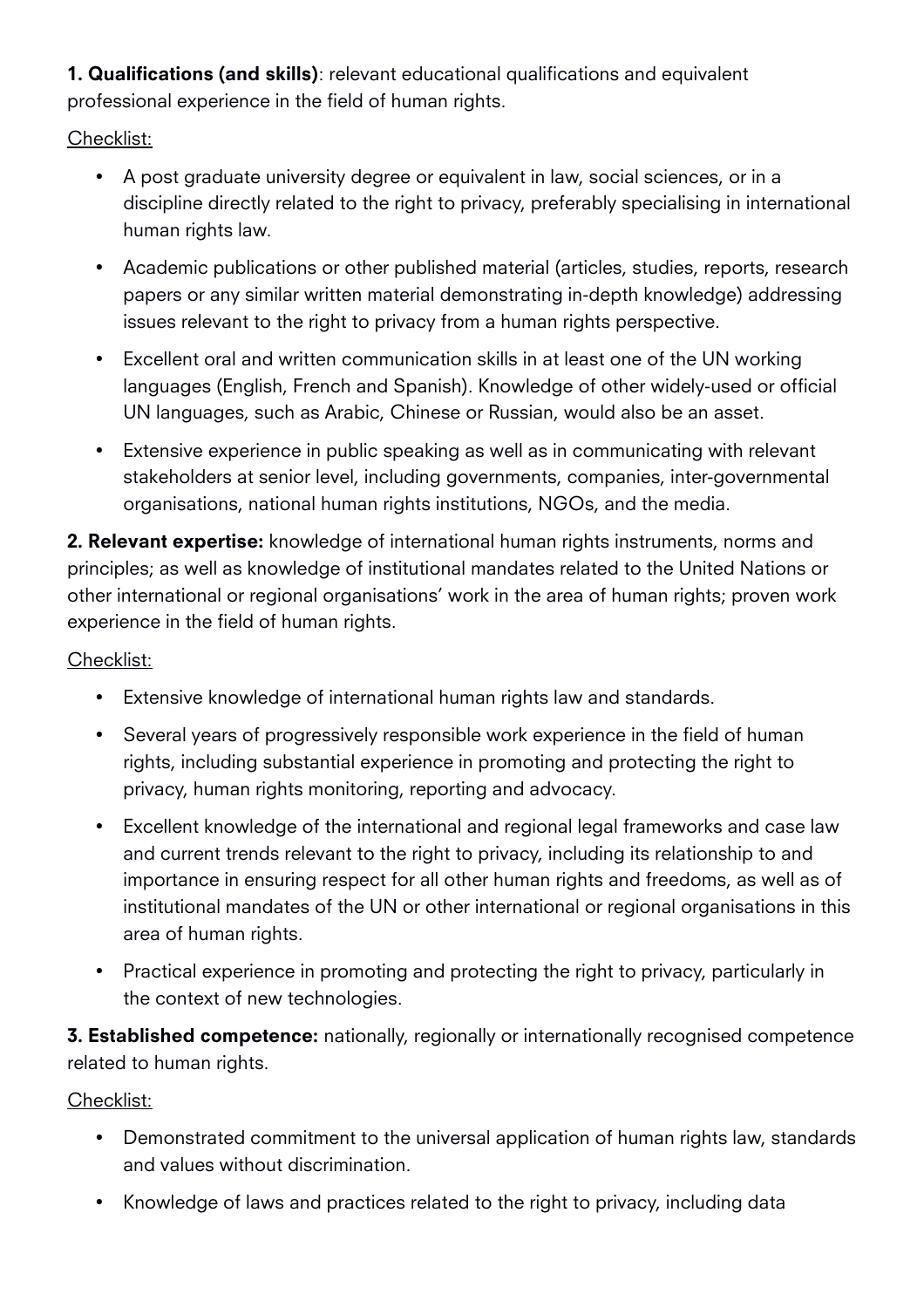**1. Qualifications (and skills)**: relevant educational qualifications and equivalent professional experience in the field of human rights.

Checklist:

- A post graduate university degree or equivalent in law, social sciences, or in a discipline directly related to the right to privacy, preferably specialising in international human rights law.
- Academic publications or other published material (articles, studies, reports, research papers or any similar written material demonstrating in-depth knowledge) addressing issues relevant to the right to privacy from a human rights perspective.
- Excellent oral and written communication skills in at least one of the UN working languages (English, French and Spanish). Knowledge of other widely-used or official UN languages, such as Arabic, Chinese or Russian, would also be an asset.
- Extensive experience in public speaking as well as in communicating with relevant stakeholders at senior level, including governments, companies, inter-governmental organisations, national human rights institutions, NGOs, and the media.

**2. Relevant expertise:** knowledge of international human rights instruments, norms and principles; as well as knowledge of institutional mandates related to the United Nations or other international or regional organisations' work in the area of human rights; proven work experience in the field of human rights.

Checklist:

- Extensive knowledge of international human rights law and standards.
- Several years of progressively responsible work experience in the field of human rights, including substantial experience in promoting and protecting the right to privacy, human rights monitoring, reporting and advocacy.
- Excellent knowledge of the international and regional legal frameworks and case law and current trends relevant to the right to privacy, including its relationship to and importance in ensuring respect for all other human rights and freedoms, as well as of institutional mandates of the UN or other international or regional organisations in this area of human rights.
- Practical experience in promoting and protecting the right to privacy, particularly in the context of new technologies.

**3. Established competence:** nationally, regionally or internationally recognised competence related to human rights.

Checklist:

- Demonstrated commitment to the universal application of human rights law, standards and values without discrimination.
- Knowledge of laws and practices related to the right to privacy, including data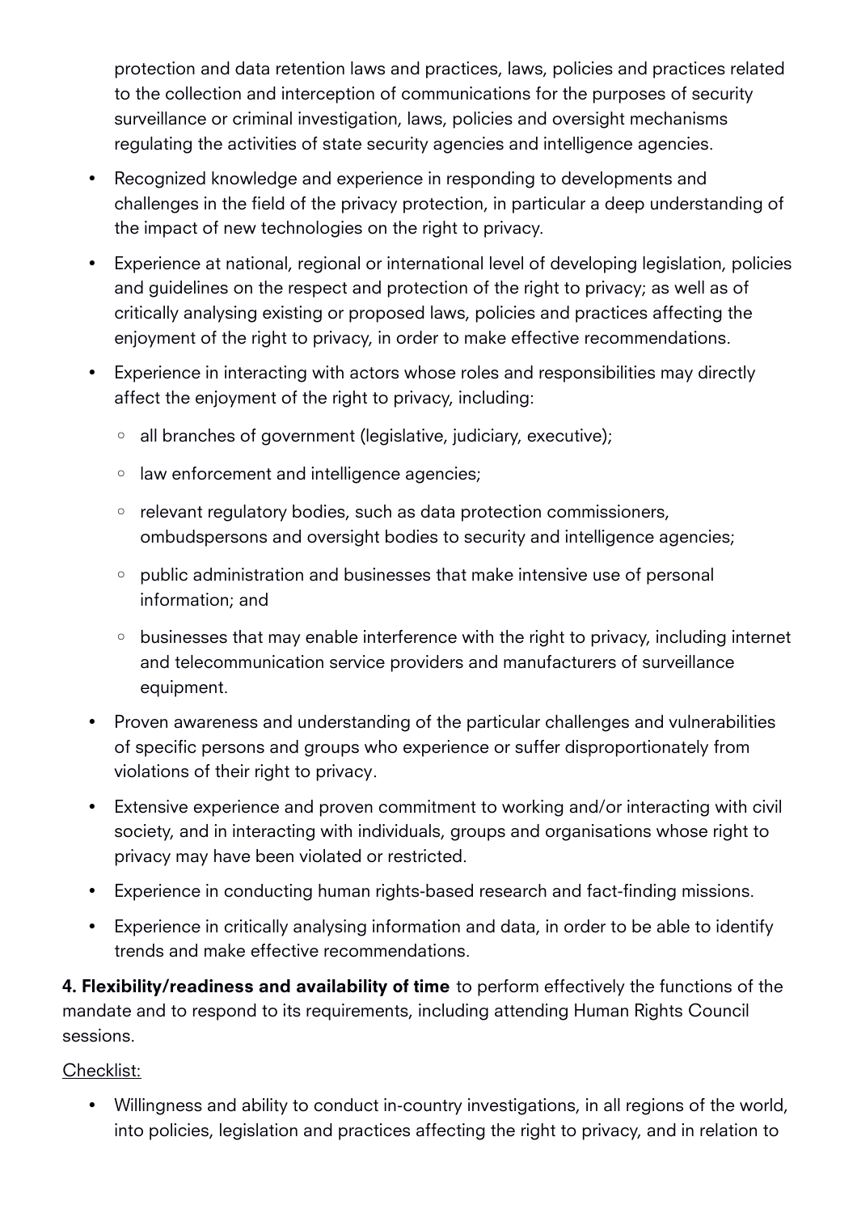protection and data retention laws and practices, laws, policies and practices related to the collection and interception of communications for the purposes of security surveillance or criminal investigation, laws, policies and oversight mechanisms regulating the activities of state security agencies and intelligence agencies.

- Recognized knowledge and experience in responding to developments and challenges in the field of the privacy protection, in particular a deep understanding of the impact of new technologies on the right to privacy.
- Experience at national, regional or international level of developing legislation, policies and guidelines on the respect and protection of the right to privacy; as well as of critically analysing existing or proposed laws, policies and practices affecting the enjoyment of the right to privacy, in order to make effective recommendations.
- Experience in interacting with actors whose roles and responsibilities may directly affect the enjoyment of the right to privacy, including:
    - all branches of government (legislative, judiciary, executive);
    - law enforcement and intelligence agencies;
    - relevant regulatory bodies, such as data protection commissioners, ombudspersons and oversight bodies to security and intelligence agencies;
    - public administration and businesses that make intensive use of personal information; and
    - businesses that may enable interference with the right to privacy, including internet and telecommunication service providers and manufacturers of surveillance equipment.
- Proven awareness and understanding of the particular challenges and vulnerabilities of specific persons and groups who experience or suffer disproportionately from violations of their right to privacy.
- Extensive experience and proven commitment to working and/or interacting with civil society, and in interacting with individuals, groups and organisations whose right to privacy may have been violated or restricted.
- Experience in conducting human rights-based research and fact-finding missions.
- Experience in critically analysing information and data, in order to be able to identify trends and make effective recommendations.

**4. Flexibility/readiness and availability of time** to perform effectively the functions of the mandate and to respond to its requirements, including attending Human Rights Council sessions.

Checklist:

- Willingness and ability to conduct in-country investigations, in all regions of the world, into policies, legislation and practices affecting the right to privacy, and in relation to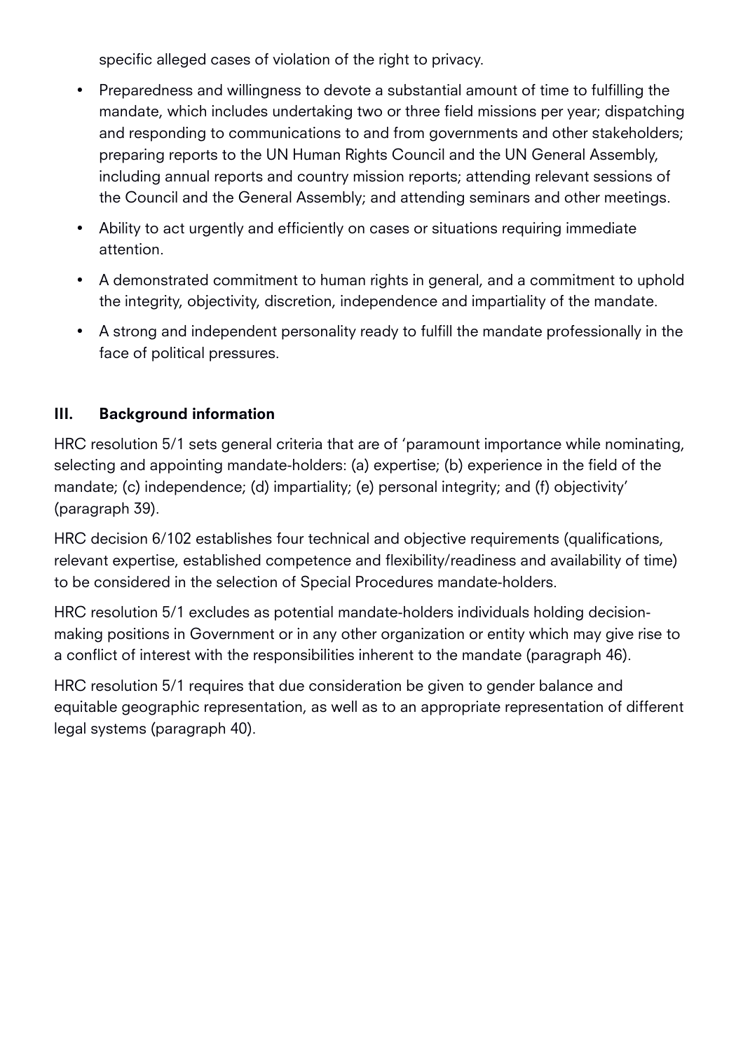specific alleged cases of violation of the right to privacy.

- Preparedness and willingness to devote a substantial amount of time to fulfilling the mandate, which includes undertaking two or three field missions per year; dispatching and responding to communications to and from governments and other stakeholders; preparing reports to the UN Human Rights Council and the UN General Assembly, including annual reports and country mission reports; attending relevant sessions of the Council and the General Assembly; and attending seminars and other meetings.
- Ability to act urgently and efficiently on cases or situations requiring immediate attention.
- A demonstrated commitment to human rights in general, and a commitment to uphold the integrity, objectivity, discretion, independence and impartiality of the mandate.
- A strong and independent personality ready to fulfill the mandate professionally in the face of political pressures.

## III. Background information

HRC resolution 5/1 sets general criteria that are of 'paramount importance while nominating, selecting and appointing mandate-holders: (a) expertise; (b) experience in the field of the mandate; (c) independence; (d) impartiality; (e) personal integrity; and (f) objectivity' (paragraph 39).

HRC decision 6/102 establishes four technical and objective requirements (qualifications, relevant expertise, established competence and flexibility/readiness and availability of time) to be considered in the selection of Special Procedures mandate-holders.

HRC resolution 5/1 excludes as potential mandate-holders individuals holding decision-making positions in Government or in any other organization or entity which may give rise to a conflict of interest with the responsibilities inherent to the mandate (paragraph 46).

HRC resolution 5/1 requires that due consideration be given to gender balance and equitable geographic representation, as well as to an appropriate representation of different legal systems (paragraph 40).